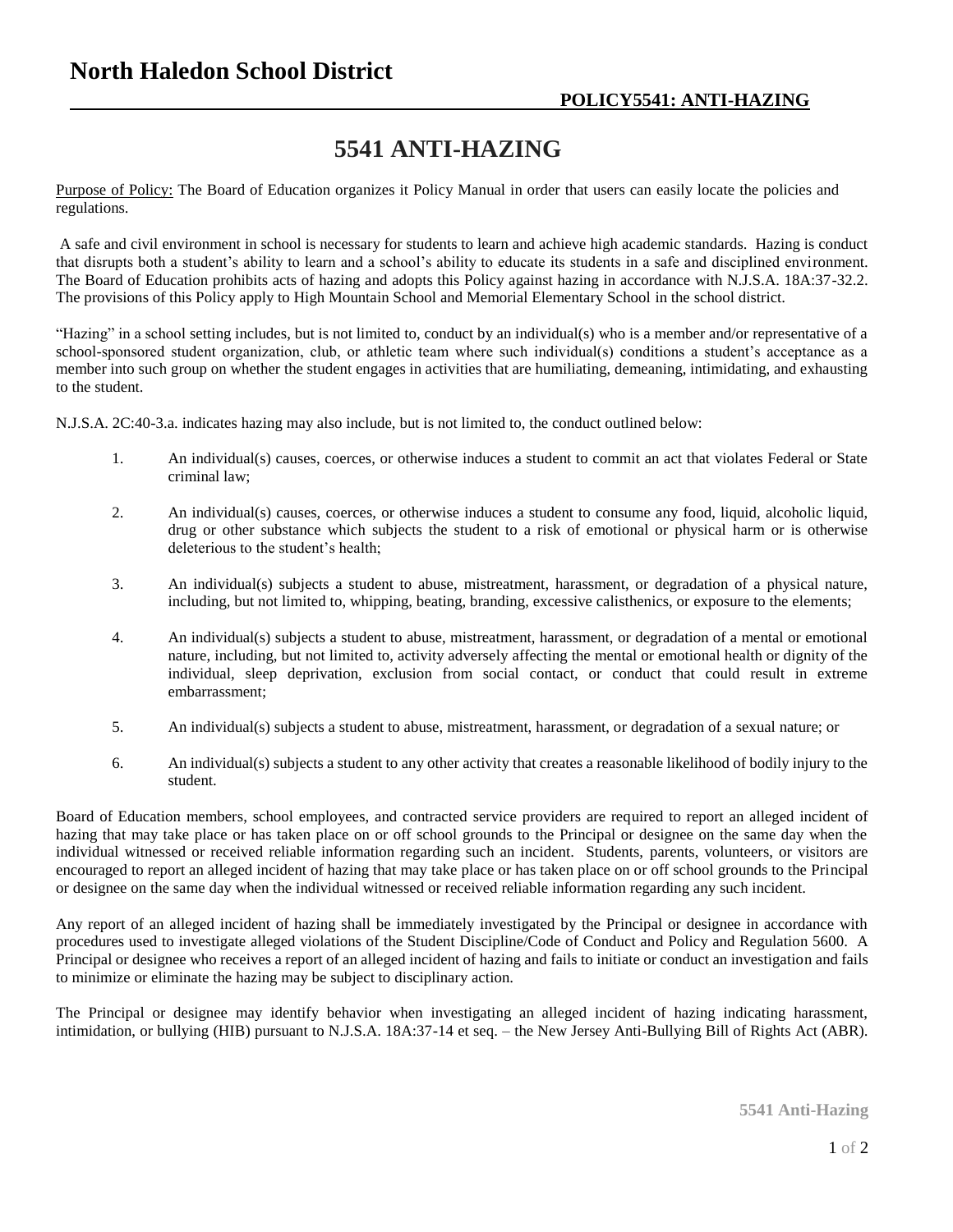# North Haledon School District

**POLICY5541: ANTI-HAZING**

## 5541 ANTI-HAZING

Purpose of Policy: The Board of Education organizes it Policy Manual in order that users can easily locate the policies and regulations.

A safe and civil environment in school is necessary for students to learn and achieve high academic standards. Hazing is conduct that disrupts both a student's ability to learn and a school's ability to educate its students in a safe and disciplined environment. The Board of Education prohibits acts of hazing and adopts this Policy against hazing in accordance with N.J.S.A. 18A:37-32.2. The provisions of this Policy apply to High Mountain School and Memorial Elementary School in the school district.

"Hazing" in a school setting includes, but is not limited to, conduct by an individual(s) who is a member and/or representative of a school-sponsored student organization, club, or athletic team where such individual(s) conditions a student's acceptance as a member into such group on whether the student engages in activities that are humiliating, demeaning, intimidating, and exhausting to the student.

N.J.S.A. 2C:40-3.a. indicates hazing may also include, but is not limited to, the conduct outlined below:

1. An individual(s) causes, coerces, or otherwise induces a student to commit an act that violates Federal or State criminal law;
2. An individual(s) causes, coerces, or otherwise induces a student to consume any food, liquid, alcoholic liquid, drug or other substance which subjects the student to a risk of emotional or physical harm or is otherwise deleterious to the student's health;
3. An individual(s) subjects a student to abuse, mistreatment, harassment, or degradation of a physical nature, including, but not limited to, whipping, beating, branding, excessive calisthenics, or exposure to the elements;
4. An individual(s) subjects a student to abuse, mistreatment, harassment, or degradation of a mental or emotional nature, including, but not limited to, activity adversely affecting the mental or emotional health or dignity of the individual, sleep deprivation, exclusion from social contact, or conduct that could result in extreme embarrassment;
5. An individual(s) subjects a student to abuse, mistreatment, harassment, or degradation of a sexual nature; or
6. An individual(s) subjects a student to any other activity that creates a reasonable likelihood of bodily injury to the student.

Board of Education members, school employees, and contracted service providers are required to report an alleged incident of hazing that may take place or has taken place on or off school grounds to the Principal or designee on the same day when the individual witnessed or received reliable information regarding such an incident. Students, parents, volunteers, or visitors are encouraged to report an alleged incident of hazing that may take place or has taken place on or off school grounds to the Principal or designee on the same day when the individual witnessed or received reliable information regarding any such incident.

Any report of an alleged incident of hazing shall be immediately investigated by the Principal or designee in accordance with procedures used to investigate alleged violations of the Student Discipline/Code of Conduct and Policy and Regulation 5600. A Principal or designee who receives a report of an alleged incident of hazing and fails to initiate or conduct an investigation and fails to minimize or eliminate the hazing may be subject to disciplinary action.

The Principal or designee may identify behavior when investigating an alleged incident of hazing indicating harassment, intimidation, or bullying (HIB) pursuant to N.J.S.A. 18A:37-14 et seq. – the New Jersey Anti-Bullying Bill of Rights Act (ABR).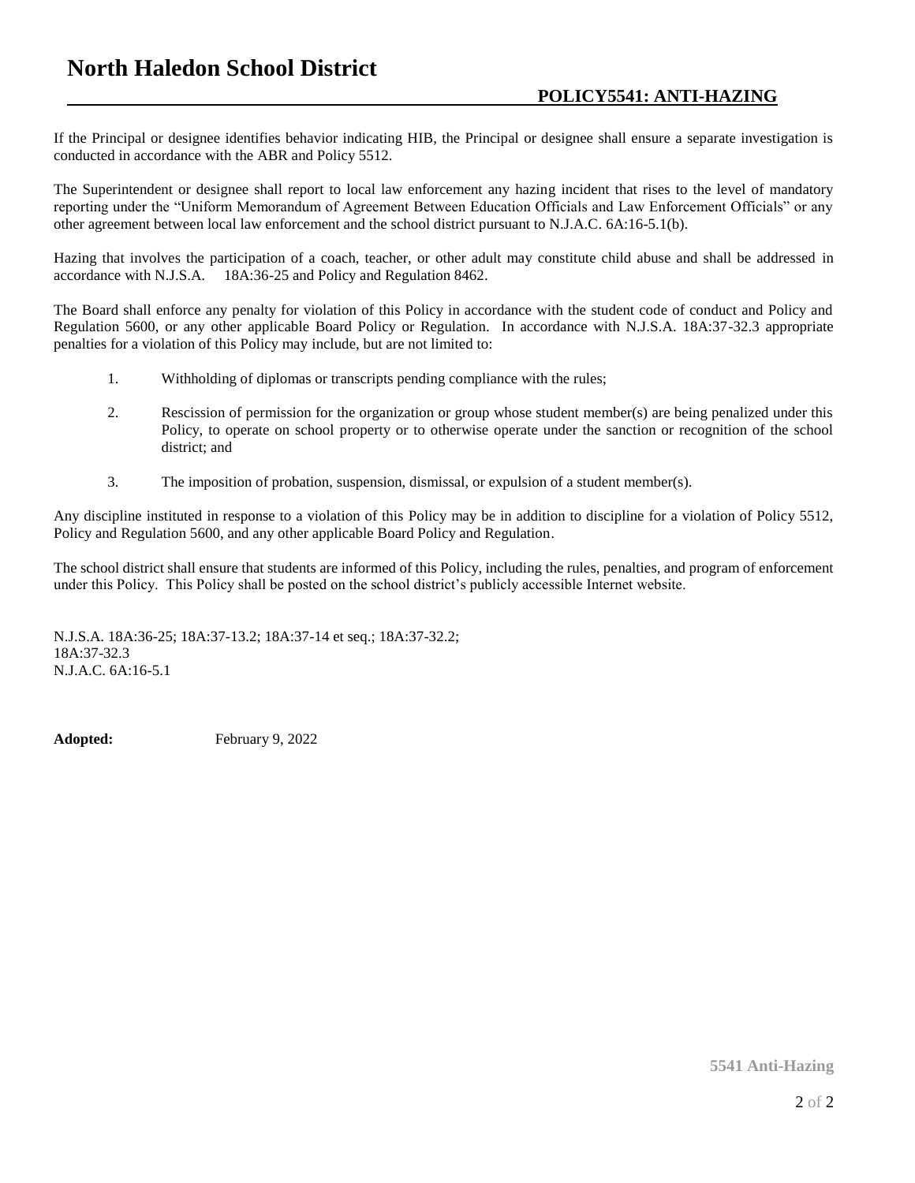If the Principal or designee identifies behavior indicating HIB, the Principal or designee shall ensure a separate investigation is conducted in accordance with the ABR and Policy 5512.

The Superintendent or designee shall report to local law enforcement any hazing incident that rises to the level of mandatory reporting under the "Uniform Memorandum of Agreement Between Education Officials and Law Enforcement Officials" or any other agreement between local law enforcement and the school district pursuant to N.J.A.C. 6A:16-5.1(b).

Hazing that involves the participation of a coach, teacher, or other adult may constitute child abuse and shall be addressed in accordance with N.J.S.A. 18A:36-25 and Policy and Regulation 8462.

The Board shall enforce any penalty for violation of this Policy in accordance with the student code of conduct and Policy and Regulation 5600, or any other applicable Board Policy or Regulation. In accordance with N.J.S.A. 18A:37-32.3 appropriate penalties for a violation of this Policy may include, but are not limited to:

1. Withholding of diplomas or transcripts pending compliance with the rules;

2. Rescission of permission for the organization or group whose student member(s) are being penalized under this Policy, to operate on school property or to otherwise operate under the sanction or recognition of the school district; and

3. The imposition of probation, suspension, dismissal, or expulsion of a student member(s).

Any discipline instituted in response to a violation of this Policy may be in addition to discipline for a violation of Policy 5512, Policy and Regulation 5600, and any other applicable Board Policy and Regulation.

The school district shall ensure that students are informed of this Policy, including the rules, penalties, and program of enforcement under this Policy. This Policy shall be posted on the school district's publicly accessible Internet website.

N.J.S.A. 18A:36-25; 18A:37-13.2; 18A:37-14 et seq.; 18A:37-32.2;
18A:37-32.3
N.J.A.C. 6A:16-5.1

**Adopted:** February 9, 2022